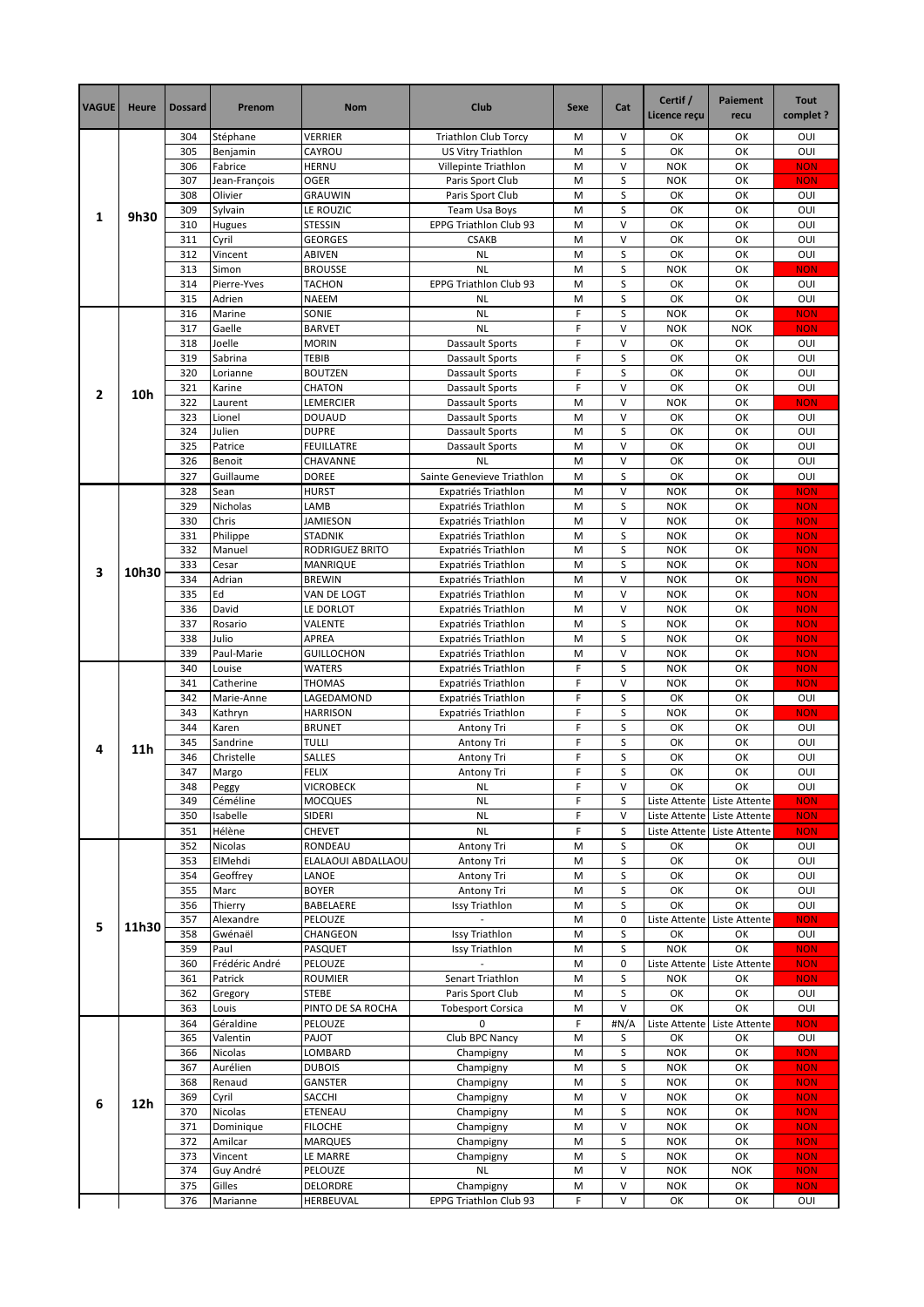| VAGUE | Heure | Dossard | Prenom | Nom | Club | Sexe | Cat | Certif / Licence reçu | Paiement recu | Tout complet ? |
|---|---|---|---|---|---|---|---|---|---|---|
| 1 | 9h30 | 304 | Stéphane | VERRIER | Triathlon Club Torcy | M | V | OK | OK | OUI |
| | | 305 | Benjamin | CAYROU | US Vitry Triathlon | M | S | OK | OK | OUI |
| | | 306 | Fabrice | HERNU | Villepinte Triathlon | M | V | NOK | OK | NON |
| | | 307 | Jean-François | OGER | Paris Sport Club | M | S | NOK | OK | NON |
| | | 308 | Olivier | GRAUWIN | Paris Sport Club | M | S | OK | OK | OUI |
| | | 309 | Sylvain | LE ROUZIC | Team Usa Boys | M | S | OK | OK | OUI |
| | | 310 | Hugues | STESSIN | EPPG Triathlon Club 93 | M | V | OK | OK | OUI |
| | | 311 | Cyril | GEORGES | CSAKB | M | V | OK | OK | OUI |
| | | 312 | Vincent | ABIVEN | NL | M | S | OK | OK | OUI |
| | | 313 | Simon | BROUSSE | NL | M | S | NOK | OK | NON |
| | | 314 | Pierre-Yves | TACHON | EPPG Triathlon Club 93 | M | S | OK | OK | OUI |
| | | 315 | Adrien | NAEEM | NL | M | S | OK | OK | OUI |
| 2 | 10h | 316 | Marine | SONIE | NL | F | S | NOK | OK | NON |
| | | 317 | Gaelle | BARVET | NL | F | V | NOK | NOK | NON |
| | | 318 | Joelle | MORIN | Dassault Sports | F | V | OK | OK | OUI |
| | | 319 | Sabrina | TEBIB | Dassault Sports | F | S | OK | OK | OUI |
| | | 320 | Lorianne | BOUTZEN | Dassault Sports | F | S | OK | OK | OUI |
| | | 321 | Karine | CHATON | Dassault Sports | F | V | OK | OK | OUI |
| | | 322 | Laurent | LEMERCIER | Dassault Sports | M | V | NOK | OK | NON |
| | | 323 | Lionel | DOUAUD | Dassault Sports | M | V | OK | OK | OUI |
| | | 324 | Julien | DUPRE | Dassault Sports | M | S | OK | OK | OUI |
| | | 325 | Patrice | FEUILLATRE | Dassault Sports | M | V | OK | OK | OUI |
| | | 326 | Benoit | CHAVANNE | NL | M | V | OK | OK | OUI |
| | | 327 | Guillaume | DOREE | Sainte Genevieve Triathlon | M | S | OK | OK | OUI |
| 3 | 10h30 | 328 | Sean | HURST | Expatriés Triathlon | M | V | NOK | OK | NON |
| | | 329 | Nicholas | LAMB | Expatriés Triathlon | M | S | NOK | OK | NON |
| | | 330 | Chris | JAMIESON | Expatriés Triathlon | M | V | NOK | OK | NON |
| | | 331 | Philippe | STADNIK | Expatriés Triathlon | M | S | NOK | OK | NON |
| | | 332 | Manuel | RODRIGUEZ BRITO | Expatriés Triathlon | M | S | NOK | OK | NON |
| | | 333 | Cesar | MANRIQUE | Expatriés Triathlon | M | S | NOK | OK | NON |
| | | 334 | Adrian | BREWIN | Expatriés Triathlon | M | V | NOK | OK | NON |
| | | 335 | Ed | VAN DE LOGT | Expatriés Triathlon | M | V | NOK | OK | NON |
| | | 336 | David | LE DORLOT | Expatriés Triathlon | M | V | NOK | OK | NON |
| | | 337 | Rosario | VALENTE | Expatriés Triathlon | M | S | NOK | OK | NON |
| | | 338 | Julio | APREA | Expatriés Triathlon | M | S | NOK | OK | NON |
| | | 339 | Paul-Marie | GUILLOCHON | Expatriés Triathlon | M | V | NOK | OK | NON |
| 4 | 11h | 340 | Louise | WATERS | Expatriés Triathlon | F | S | NOK | OK | NON |
| | | 341 | Catherine | THOMAS | Expatriés Triathlon | F | V | NOK | OK | NON |
| | | 342 | Marie-Anne | LAGEDAMOND | Expatriés Triathlon | F | S | OK | OK | OUI |
| | | 343 | Kathryn | HARRISON | Expatriés Triathlon | F | S | NOK | OK | NON |
| | | 344 | Karen | BRUNET | Antony Tri | F | S | OK | OK | OUI |
| | | 345 | Sandrine | TULLI | Antony Tri | F | S | OK | OK | OUI |
| | | 346 | Christelle | SALLES | Antony Tri | F | S | OK | OK | OUI |
| | | 347 | Margo | FELIX | Antony Tri | F | S | OK | OK | OUI |
| | | 348 | Peggy | VICROBECK | NL | F | V | OK | OK | OUI |
| | | 349 | Céméline | MOCQUES | NL | F | S | Liste Attente | Liste Attente | NON |
| | | 350 | Isabelle | SIDERI | NL | F | V | Liste Attente | Liste Attente | NON |
| | | 351 | Hélène | CHEVET | NL | F | S | Liste Attente | Liste Attente | NON |
| 5 | 11h30 | 352 | Nicolas | RONDEAU | Antony Tri | M | S | OK | OK | OUI |
| | | 353 | ElMehdi | ELALAOUI ABDALLAOU | Antony Tri | M | S | OK | OK | OUI |
| | | 354 | Geoffrey | LANOE | Antony Tri | M | S | OK | OK | OUI |
| | | 355 | Marc | BOYER | Antony Tri | M | S | OK | OK | OUI |
| | | 356 | Thierry | BABELAERE | Issy Triathlon | M | S | OK | OK | OUI |
| | | 357 | Alexandre | PELOUZE | - | M | 0 | Liste Attente | Liste Attente | NON |
| | | 358 | Gwénaël | CHANGEON | Issy Triathlon | M | S | OK | OK | OUI |
| | | 359 | Paul | PASQUET | Issy Triathlon | M | S | NOK | OK | NON |
| | | 360 | Frédéric André | PELOUZE | - | M | 0 | Liste Attente | Liste Attente | NON |
| | | 361 | Patrick | ROUMIER | Senart Triathlon | M | S | NOK | OK | NON |
| | | 362 | Gregory | STEBE | Paris Sport Club | M | S | OK | OK | OUI |
| | | 363 | Louis | PINTO DE SA ROCHA | Tobesport Corsica | M | V | OK | OK | OUI |
| 6 | 12h | 364 | Géraldine | PELOUZE | 0 | F | #N/A | Liste Attente | Liste Attente | NON |
| | | 365 | Valentin | PAJOT | Club BPC Nancy | M | S | OK | OK | OUI |
| | | 366 | Nicolas | LOMBARD | Champigny | M | S | NOK | OK | NON |
| | | 367 | Aurélien | DUBOIS | Champigny | M | S | NOK | OK | NON |
| | | 368 | Renaud | GANSTER | Champigny | M | S | NOK | OK | NON |
| | | 369 | Cyril | SACCHI | Champigny | M | V | NOK | OK | NON |
| | | 370 | Nicolas | ETENEAU | Champigny | M | S | NOK | OK | NON |
| | | 371 | Dominique | FILOCHE | Champigny | M | V | NOK | OK | NON |
| | | 372 | Amilcar | MARQUES | Champigny | M | S | NOK | OK | NON |
| | | 373 | Vincent | LE MARRE | Champigny | M | S | NOK | OK | NON |
| | | 374 | Guy André | PELOUZE | NL | M | V | NOK | NOK | NON |
| | | 375 | Gilles | DELORDRE | Champigny | M | V | NOK | OK | NON |
| | | 376 | Marianne | HERBEUVAL | EPPG Triathlon Club 93 | F | V | OK | OK | OUI |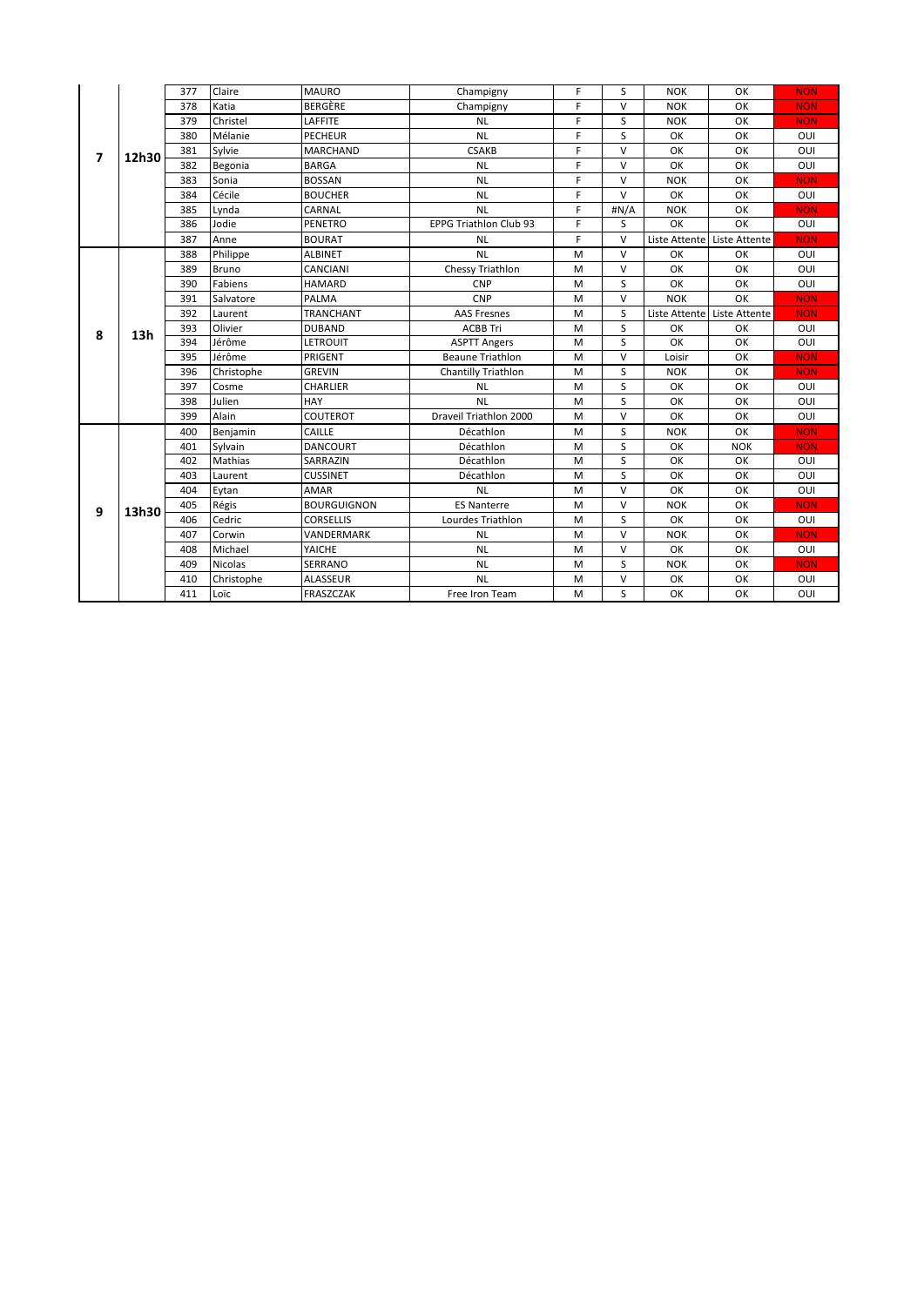| | | | | | | | | | | |
|---|---|---|---|---|---|---|---|---|---|---|
| 7 | 12h30 | 377 | Claire | MAURO | Champigny | F | S | NOK | OK | NON |
| | | 378 | Katia | BERGÈRE | Champigny | F | V | NOK | OK | NON |
| | | 379 | Christel | LAFFITE | NL | F | S | NOK | OK | NON |
| | | 380 | Mélanie | PECHEUR | NL | F | S | OK | OK | OUI |
| | | 381 | Sylvie | MARCHAND | CSAKB | F | V | OK | OK | OUI |
| | | 382 | Begonia | BARGA | NL | F | V | OK | OK | OUI |
| | | 383 | Sonia | BOSSAN | NL | F | V | NOK | OK | NON |
| | | 384 | Cécile | BOUCHER | NL | F | V | OK | OK | OUI |
| | | 385 | Lynda | CARNAL | NL | F | #N/A | NOK | OK | NON |
| | | 386 | Jodie | PENETRO | EPPG Triathlon Club 93 | F | S | OK | OK | OUI |
| | | 387 | Anne | BOURAT | NL | F | V | Liste Attente | Liste Attente | NON |
| 8 | 13h | 388 | Philippe | ALBINET | NL | M | V | OK | OK | OUI |
| | | 389 | Bruno | CANCIANI | Chessy Triathlon | M | V | OK | OK | OUI |
| | | 390 | Fabiens | HAMARD | CNP | M | S | OK | OK | OUI |
| | | 391 | Salvatore | PALMA | CNP | M | V | NOK | OK | NON |
| | | 392 | Laurent | TRANCHANT | AAS Fresnes | M | S | Liste Attente | Liste Attente | NON |
| | | 393 | Olivier | DUBAND | ACBB Tri | M | S | OK | OK | OUI |
| | | 394 | Jérôme | LETROUIT | ASPTT Angers | M | S | OK | OK | OUI |
| | | 395 | Jérôme | PRIGENT | Beaune Triathlon | M | V | Loisir | OK | NON |
| | | 396 | Christophe | GREVIN | Chantilly Triathlon | M | S | NOK | OK | NON |
| | | 397 | Cosme | CHARLIER | NL | M | S | OK | OK | OUI |
| | | 398 | Julien | HAY | NL | M | S | OK | OK | OUI |
| | | 399 | Alain | COUTEROT | Draveil Triathlon 2000 | M | V | OK | OK | OUI |
| 9 | 13h30 | 400 | Benjamin | CAILLE | Décathlon | M | S | NOK | OK | NON |
| | | 401 | Sylvain | DANCOURT | Décathlon | M | S | OK | NOK | NON |
| | | 402 | Mathias | SARRAZIN | Décathlon | M | S | OK | OK | OUI |
| | | 403 | Laurent | CUSSINET | Décathlon | M | S | OK | OK | OUI |
| | | 404 | Eytan | AMAR | NL | M | V | OK | OK | OUI |
| | | 405 | Régis | BOURGUIGNON | ES Nanterre | M | V | NOK | OK | NON |
| | | 406 | Cedric | CORSELLIS | Lourdes Triathlon | M | S | OK | OK | OUI |
| | | 407 | Corwin | VANDERMARK | NL | M | V | NOK | OK | NON |
| | | 408 | Michael | YAICHE | NL | M | V | OK | OK | OUI |
| | | 409 | Nicolas | SERRANO | NL | M | S | NOK | OK | NON |
| | | 410 | Christophe | ALASSEUR | NL | M | V | OK | OK | OUI |
| | | 411 | Loïc | FRASZCZAK | Free Iron Team | M | S | OK | OK | OUI |